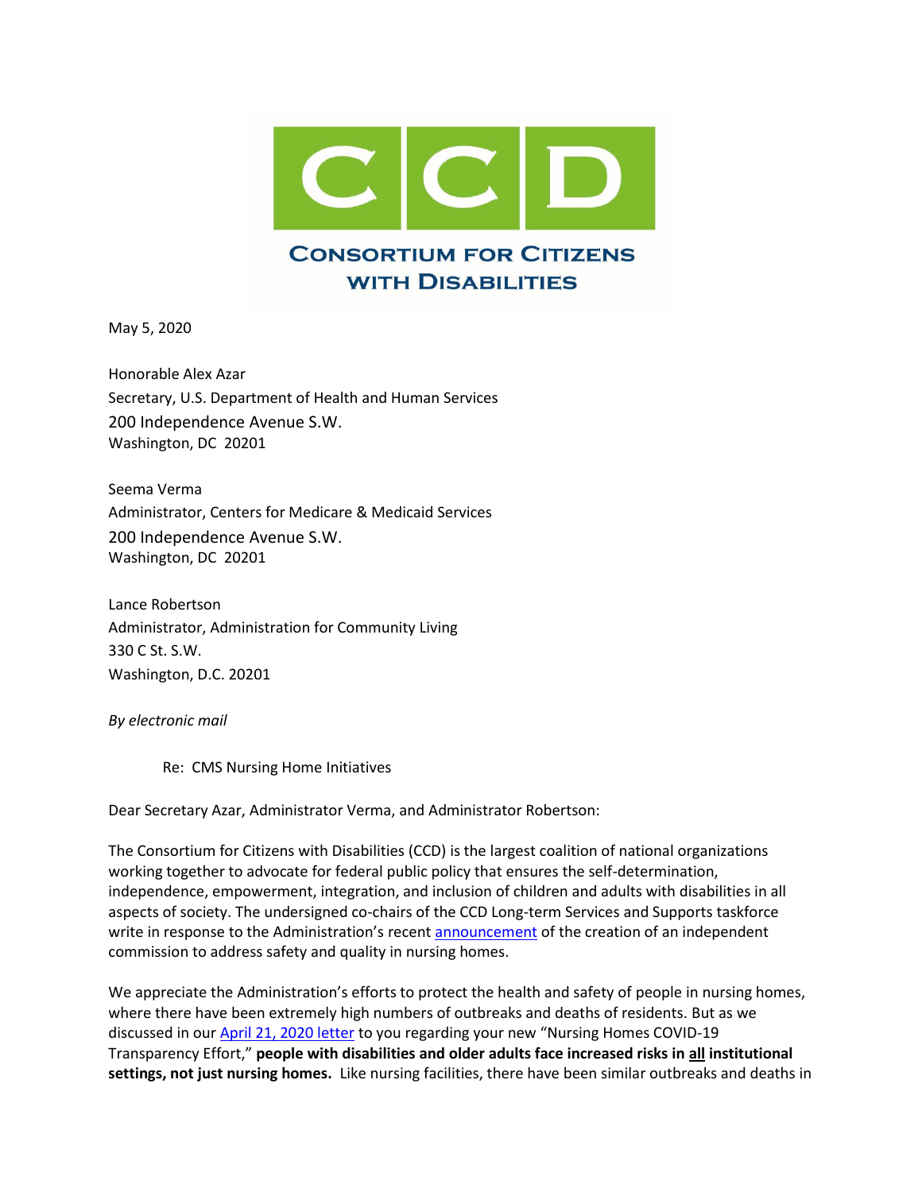# CCD

**Consortium for Citizens with Disabilities**

May 5, 2020

Honorable Alex Azar
Secretary, U.S. Department of Health and Human Services
200 Independence Avenue S.W.
Washington, DC 20201

Seema Verma
Administrator, Centers for Medicare & Medicaid Services
200 Independence Avenue S.W.
Washington, DC 20201

Lance Robertson
Administrator, Administration for Community Living
330 C St. S.W.
Washington, D.C. 20201

*By electronic mail*

Re: CMS Nursing Home Initiatives

Dear Secretary Azar, Administrator Verma, and Administrator Robertson:

The Consortium for Citizens with Disabilities (CCD) is the largest coalition of national organizations working together to advocate for federal public policy that ensures the self-determination, independence, empowerment, integration, and inclusion of children and adults with disabilities in all aspects of society. The undersigned co-chairs of the CCD Long-term Services and Supports taskforce write in response to the Administration's recent announcement of the creation of an independent commission to address safety and quality in nursing homes.

We appreciate the Administration's efforts to protect the health and safety of people in nursing homes, where there have been extremely high numbers of outbreaks and deaths of residents. But as we discussed in our April 21, 2020 letter to you regarding your new "Nursing Homes COVID-19 Transparency Effort," **people with disabilities and older adults face increased risks in <u>all</u> institutional settings, not just nursing homes.** Like nursing facilities, there have been similar outbreaks and deaths in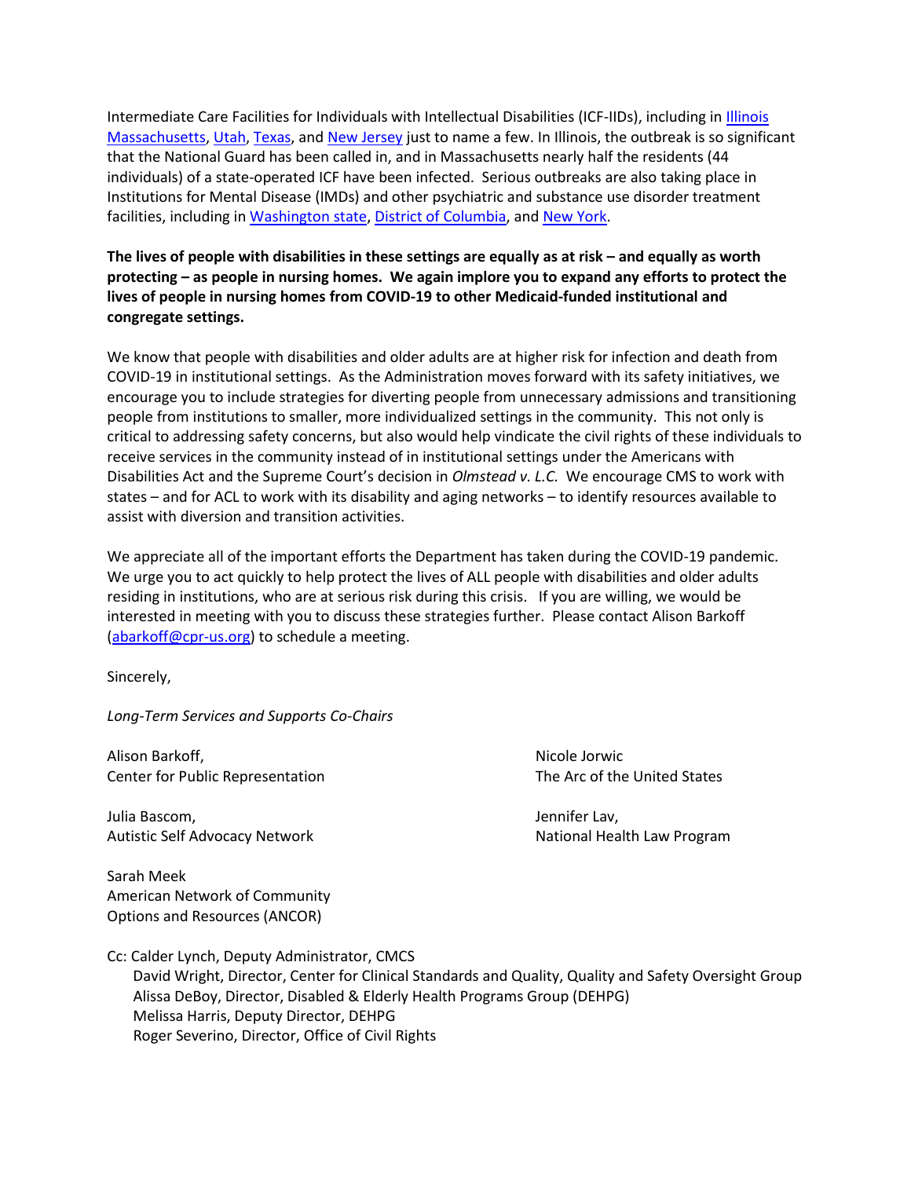Intermediate Care Facilities for Individuals with Intellectual Disabilities (ICF-IIDs), including in Illinois Massachusetts, Utah, Texas, and New Jersey just to name a few. In Illinois, the outbreak is so significant that the National Guard has been called in, and in Massachusetts nearly half the residents (44 individuals) of a state-operated ICF have been infected. Serious outbreaks are also taking place in Institutions for Mental Disease (IMDs) and other psychiatric and substance use disorder treatment facilities, including in Washington state, District of Columbia, and New York.

**The lives of people with disabilities in these settings are equally as at risk – and equally as worth protecting – as people in nursing homes. We again implore you to expand any efforts to protect the lives of people in nursing homes from COVID-19 to other Medicaid-funded institutional and congregate settings.**

We know that people with disabilities and older adults are at higher risk for infection and death from COVID-19 in institutional settings. As the Administration moves forward with its safety initiatives, we encourage you to include strategies for diverting people from unnecessary admissions and transitioning people from institutions to smaller, more individualized settings in the community. This not only is critical to addressing safety concerns, but also would help vindicate the civil rights of these individuals to receive services in the community instead of in institutional settings under the Americans with Disabilities Act and the Supreme Court's decision in *Olmstead v. L.C.* We encourage CMS to work with states – and for ACL to work with its disability and aging networks – to identify resources available to assist with diversion and transition activities.

We appreciate all of the important efforts the Department has taken during the COVID-19 pandemic. We urge you to act quickly to help protect the lives of ALL people with disabilities and older adults residing in institutions, who are at serious risk during this crisis. If you are willing, we would be interested in meeting with you to discuss these strategies further. Please contact Alison Barkoff (abarkoff@cpr-us.org) to schedule a meeting.

Sincerely,

*Long-Term Services and Supports Co-Chairs*

Alison Barkoff,
Center for Public Representation

Julia Bascom,
Autistic Self Advocacy Network

Sarah Meek
American Network of Community Options and Resources (ANCOR)

Nicole Jorwic
The Arc of the United States

Jennifer Lav,
National Health Law Program

Cc: Calder Lynch, Deputy Administrator, CMCS
David Wright, Director, Center for Clinical Standards and Quality, Quality and Safety Oversight Group
Alissa DeBoy, Director, Disabled & Elderly Health Programs Group (DEHPG)
Melissa Harris, Deputy Director, DEHPG
Roger Severino, Director, Office of Civil Rights